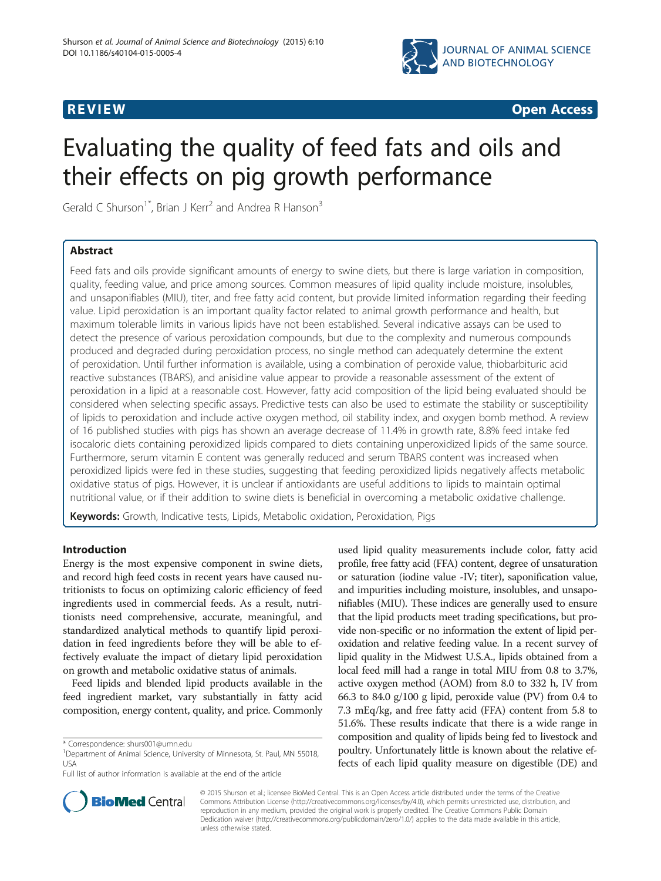**REVIEW** **Open Access**

# Evaluating the quality of feed fats and oils and their effects on pig growth performance

Gerald C Shurson[1*], Brian J Kerr[2] and Andrea R Hanson[3]

## Abstract

Feed fats and oils provide significant amounts of energy to swine diets, but there is large variation in composition, quality, feeding value, and price among sources. Common measures of lipid quality include moisture, insolubles, and unsaponifiables (MIU), titer, and free fatty acid content, but provide limited information regarding their feeding value. Lipid peroxidation is an important quality factor related to animal growth performance and health, but maximum tolerable limits in various lipids have not been established. Several indicative assays can be used to detect the presence of various peroxidation compounds, but due to the complexity and numerous compounds produced and degraded during peroxidation process, no single method can adequately determine the extent of peroxidation. Until further information is available, using a combination of peroxide value, thiobarbituric acid reactive substances (TBARS), and anisidine value appear to provide a reasonable assessment of the extent of peroxidation in a lipid at a reasonable cost. However, fatty acid composition of the lipid being evaluated should be considered when selecting specific assays. Predictive tests can also be used to estimate the stability or susceptibility of lipids to peroxidation and include active oxygen method, oil stability index, and oxygen bomb method. A review of 16 published studies with pigs has shown an average decrease of 11.4% in growth rate, 8.8% feed intake fed isocaloric diets containing peroxidized lipids compared to diets containing unperoxidized lipids of the same source. Furthermore, serum vitamin E content was generally reduced and serum TBARS content was increased when peroxidized lipids were fed in these studies, suggesting that feeding peroxidized lipids negatively affects metabolic oxidative status of pigs. However, it is unclear if antioxidants are useful additions to lipids to maintain optimal nutritional value, or if their addition to swine diets is beneficial in overcoming a metabolic oxidative challenge.

**Keywords:** Growth, Indicative tests, Lipids, Metabolic oxidation, Peroxidation, Pigs

## Introduction

Energy is the most expensive component in swine diets, and record high feed costs in recent years have caused nutritionists to focus on optimizing caloric efficiency of feed ingredients used in commercial feeds. As a result, nutritionists need comprehensive, accurate, meaningful, and standardized analytical methods to quantify lipid peroxidation in feed ingredients before they will be able to effectively evaluate the impact of dietary lipid peroxidation on growth and metabolic oxidative status of animals.

Feed lipids and blended lipid products available in the feed ingredient market, vary substantially in fatty acid composition, energy content, quality, and price. Commonly used lipid quality measurements include color, fatty acid profile, free fatty acid (FFA) content, degree of unsaturation or saturation (iodine value -IV; titer), saponification value, and impurities including moisture, insolubles, and unsaponifiables (MIU). These indices are generally used to ensure that the lipid products meet trading specifications, but provide non-specific or no information the extent of lipid peroxidation and relative feeding value. In a recent survey of lipid quality in the Midwest U.S.A., lipids obtained from a local feed mill had a range in total MIU from 0.8 to 3.7%, active oxygen method (AOM) from 8.0 to 332 h, IV from 66.3 to 84.0 g/100 g lipid, peroxide value (PV) from 0.4 to 7.3 mEq/kg, and free fatty acid (FFA) content from 5.8 to 51.6%. These results indicate that there is a wide range in composition and quality of lipids being fed to livestock and poultry. Unfortunately little is known about the relative effects of each lipid quality measure on digestible (DE) and

\* Correspondence: shurs001@umn.edu
[1]Department of Animal Science, University of Minnesota, St. Paul, MN 55018, USA
Full list of author information is available at the end of the article

© 2015 Shurson et al.; licensee BioMed Central. This is an Open Access article distributed under the terms of the Creative Commons Attribution License (http://creativecommons.org/licenses/by/4.0), which permits unrestricted use, distribution, and reproduction in any medium, provided the original work is properly credited. The Creative Commons Public Domain Dedication waiver (http://creativecommons.org/publicdomain/zero/1.0/) applies to the data made available in this article, unless otherwise stated.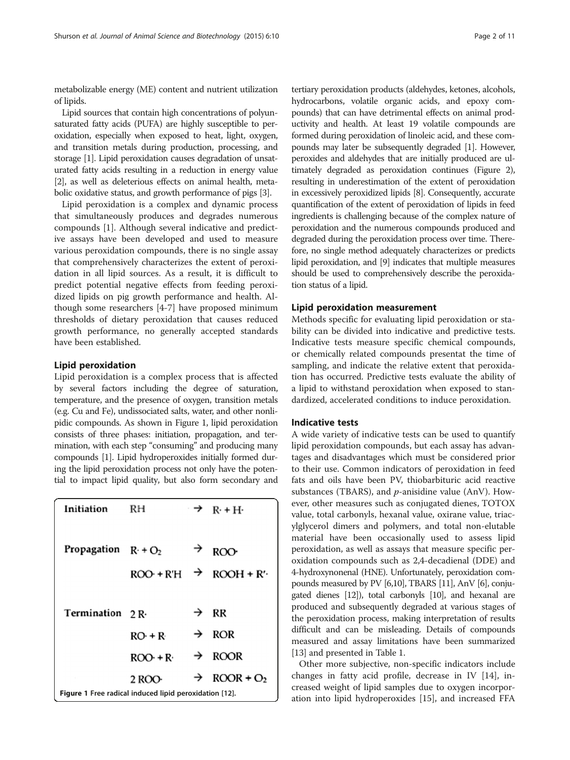metabolizable energy (ME) content and nutrient utilization of lipids.

Lipid sources that contain high concentrations of polyunsaturated fatty acids (PUFA) are highly susceptible to peroxidation, especially when exposed to heat, light, oxygen, and transition metals during production, processing, and storage [1]. Lipid peroxidation causes degradation of unsaturated fatty acids resulting in a reduction in energy value [2], as well as deleterious effects on animal health, metabolic oxidative status, and growth performance of pigs [3].

Lipid peroxidation is a complex and dynamic process that simultaneously produces and degrades numerous compounds [1]. Although several indicative and predictive assays have been developed and used to measure various peroxidation compounds, there is no single assay that comprehensively characterizes the extent of peroxidation in all lipid sources. As a result, it is difficult to predict potential negative effects from feeding peroxidized lipids on pig growth performance and health. Although some researchers [4-7] have proposed minimum thresholds of dietary peroxidation that causes reduced growth performance, no generally accepted standards have been established.

## Lipid peroxidation

Lipid peroxidation is a complex process that is affected by several factors including the degree of saturation, temperature, and the presence of oxygen, transition metals (e.g. Cu and Fe), undissociated salts, water, and other nonlipidic compounds. As shown in Figure 1, lipid peroxidation consists of three phases: initiation, propagation, and termination, with each step "consuming" and producing many compounds [1]. Lipid hydroperoxides initially formed during the lipid peroxidation process not only have the potential to impact lipid quality, but also form secondary and tertiary peroxidation products (aldehydes, ketones, alcohols, hydrocarbons, volatile organic acids, and epoxy compounds) that can have detrimental effects on animal productivity and health. At least 19 volatile compounds are formed during peroxidation of linoleic acid, and these compounds may later be subsequently degraded [1]. However, peroxides and aldehydes that are initially produced are ultimately degraded as peroxidation continues (Figure 2), resulting in underestimation of the extent of peroxidation in excessively peroxidized lipids [8]. Consequently, accurate quantification of the extent of peroxidation of lipids in feed ingredients is challenging because of the complex nature of peroxidation and the numerous compounds produced and degraded during the peroxidation process over time. Therefore, no single method adequately characterizes or predicts lipid peroxidation, and [9] indicates that multiple measures should be used to comprehensively describe the peroxidation status of a lipid.

| | | | |
|---|---|---|---|
| Initiation | $RH$ | → | $R\cdot + H\cdot$ |
| Propagation | $R\cdot + O_2$ | → | $ROO\cdot$ |
| | $ROO\cdot + R'H$ | → | $ROOH + R'\cdot$ |
| Termination | $2\,R\cdot$ | → | $RR$ |
| | $RO\cdot + R\cdot$ | → | $ROR$ |
| | $ROO\cdot + R\cdot$ | → | $ROOR$ |
| | $2\,ROO\cdot$ | → | $ROOR + O_2$ |

**Figure 1** Free radical induced lipid peroxidation [12].

## Lipid peroxidation measurement

Methods specific for evaluating lipid peroxidation or stability can be divided into indicative and predictive tests. Indicative tests measure specific chemical compounds, or chemically related compounds presentat the time of sampling, and indicate the relative extent that peroxidation has occurred. Predictive tests evaluate the ability of a lipid to withstand peroxidation when exposed to standardized, accelerated conditions to induce peroxidation.

## Indicative tests

A wide variety of indicative tests can be used to quantify lipid peroxidation compounds, but each assay has advantages and disadvantages which must be considered prior to their use. Common indicators of peroxidation in feed fats and oils have been PV, thiobarbituric acid reactive substances (TBARS), and *p*-anisidine value (AnV). However, other measures such as conjugated dienes, TOTOX value, total carbonyls, hexanal value, oxirane value, triacylglycerol dimers and polymers, and total non-elutable material have been occasionally used to assess lipid peroxidation, as well as assays that measure specific peroxidation compounds such as 2,4-decadienal (DDE) and 4-hydroxynonenal (HNE). Unfortunately, peroxidation compounds measured by PV [6,10], TBARS [11], AnV [6], conjugated dienes [12]), total carbonyls [10], and hexanal are produced and subsequently degraded at various stages of the peroxidation process, making interpretation of results difficult and can be misleading. Details of compounds measured and assay limitations have been summarized [13] and presented in Table 1.

Other more subjective, non-specific indicators include changes in fatty acid profile, decrease in IV [14], increased weight of lipid samples due to oxygen incorporation into lipid hydroperoxides [15], and increased FFA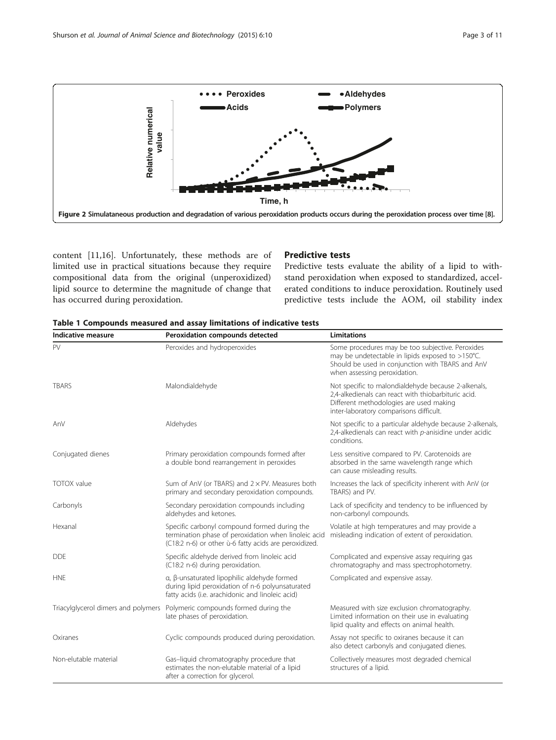Figure 2 Simultaneous production and degradation of various peroxidation products occurs during the peroxidation process over time [8].

content [11,16]. Unfortunately, these methods are of limited use in practical situations because they require compositional data from the original (unperoxidized) lipid source to determine the magnitude of change that has occurred during peroxidation.

## Predictive tests

Predictive tests evaluate the ability of a lipid to withstand peroxidation when exposed to standardized, accelerated conditions to induce peroxidation. Routinely used predictive tests include the AOM, oil stability index

**Table 1 Compounds measured and assay limitations of indicative tests**

| Indicative measure | Peroxidation compounds detected | Limitations |
|---|---|---|
| PV | Peroxides and hydroperoxides | Some procedures may be too subjective. Peroxides may be undetectable in lipids exposed to >150°C. Should be used in conjunction with TBARS and AnV when assessing peroxidation. |
| TBARS | Malondialdehyde | Not specific to malondialdehyde because 2-alkenals, 2,4-alkedienals can react with thiobarbituric acid. Different methodologies are used making inter-laboratory comparisons difficult. |
| AnV | Aldehydes | Not specific to a particular aldehyde because 2-alkenals, 2,4-alkedienals can react with *p*-anisidine under acidic conditions. |
| Conjugated dienes | Primary peroxidation compounds formed after a double bond rearrangement in peroxides | Less sensitive compared to PV. Carotenoids are absorbed in the same wavelength range which can cause misleading results. |
| TOTOX value | Sum of AnV (or TBARS) and 2 × PV. Measures both primary and secondary peroxidation compounds. | Increases the lack of specificity inherent with AnV (or TBARS) and PV. |
| Carbonyls | Secondary peroxidation compounds including aldehydes and ketones. | Lack of specificity and tendency to be influenced by non-carbonyl compounds. |
| Hexanal | Specific carbonyl compound formed during the termination phase of peroxidation when linoleic acid (C18:2 n-6) or other ù-6 fatty acids are peroxidized. | Volatile at high temperatures and may provide a misleading indication of extent of peroxidation. |
| DDE | Specific aldehyde derived from linoleic acid (C18:2 n-6) during peroxidation. | Complicated and expensive assay requiring gas chromatography and mass spectrophotometry. |
| HNE | α, β-unsaturated lipophilic aldehyde formed during lipid peroxidation of n-6 polyunsaturated fatty acids (i.e. arachidonic and linoleic acid) | Complicated and expensive assay. |
| Triacylglycerol dimers and polymers | Polymeric compounds formed during the late phases of peroxidation. | Measured with size exclusion chromatography. Limited information on their use in evaluating lipid quality and effects on animal health. |
| Oxiranes | Cyclic compounds produced during peroxidation. | Assay not specific to oxiranes because it can also detect carbonyls and conjugated dienes. |
| Non-elutable material | Gas–liquid chromatography procedure that estimates the non-elutable material of a lipid after a correction for glycerol. | Collectively measures most degraded chemical structures of a lipid. |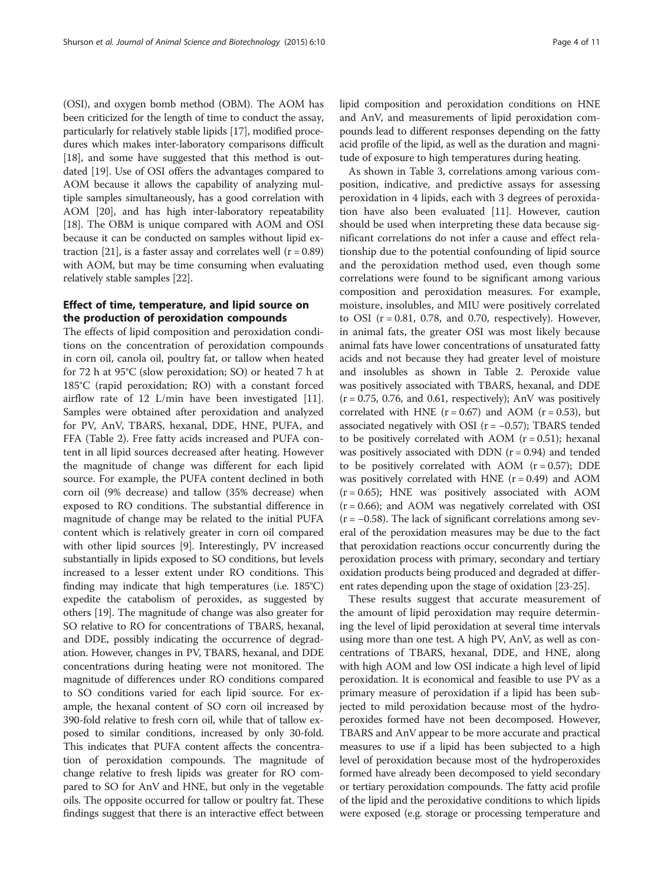(OSI), and oxygen bomb method (OBM). The AOM has been criticized for the length of time to conduct the assay, particularly for relatively stable lipids [17], modified procedures which makes inter-laboratory comparisons difficult [18], and some have suggested that this method is outdated [19]. Use of OSI offers the advantages compared to AOM because it allows the capability of analyzing multiple samples simultaneously, has a good correlation with AOM [20], and has high inter-laboratory repeatability [18]. The OBM is unique compared with AOM and OSI because it can be conducted on samples without lipid extraction [21], is a faster assay and correlates well (r = 0.89) with AOM, but may be time consuming when evaluating relatively stable samples [22].

## Effect of time, temperature, and lipid source on the production of peroxidation compounds

The effects of lipid composition and peroxidation conditions on the concentration of peroxidation compounds in corn oil, canola oil, poultry fat, or tallow when heated for 72 h at 95°C (slow peroxidation; SO) or heated 7 h at 185°C (rapid peroxidation; RO) with a constant forced airflow rate of 12 L/min have been investigated [11]. Samples were obtained after peroxidation and analyzed for PV, AnV, TBARS, hexanal, DDE, HNE, PUFA, and FFA (Table 2). Free fatty acids increased and PUFA content in all lipid sources decreased after heating. However the magnitude of change was different for each lipid source. For example, the PUFA content declined in both corn oil (9% decrease) and tallow (35% decrease) when exposed to RO conditions. The substantial difference in magnitude of change may be related to the initial PUFA content which is relatively greater in corn oil compared with other lipid sources [9]. Interestingly, PV increased substantially in lipids exposed to SO conditions, but levels increased to a lesser extent under RO conditions. This finding may indicate that high temperatures (i.e. 185°C) expedite the catabolism of peroxides, as suggested by others [19]. The magnitude of change was also greater for SO relative to RO for concentrations of TBARS, hexanal, and DDE, possibly indicating the occurrence of degradation. However, changes in PV, TBARS, hexanal, and DDE concentrations during heating were not monitored. The magnitude of differences under RO conditions compared to SO conditions varied for each lipid source. For example, the hexanal content of SO corn oil increased by 390-fold relative to fresh corn oil, while that of tallow exposed to similar conditions, increased by only 30-fold. This indicates that PUFA content affects the concentration of peroxidation compounds. The magnitude of change relative to fresh lipids was greater for RO compared to SO for AnV and HNE, but only in the vegetable oils. The opposite occurred for tallow or poultry fat. These findings suggest that there is an interactive effect between lipid composition and peroxidation conditions on HNE and AnV, and measurements of lipid peroxidation compounds lead to different responses depending on the fatty acid profile of the lipid, as well as the duration and magnitude of exposure to high temperatures during heating.

As shown in Table 3, correlations among various composition, indicative, and predictive assays for assessing peroxidation in 4 lipids, each with 3 degrees of peroxidation have also been evaluated [11]. However, caution should be used when interpreting these data because significant correlations do not infer a cause and effect relationship due to the potential confounding of lipid source and the peroxidation method used, even though some correlations were found to be significant among various composition and peroxidation measures. For example, moisture, insolubles, and MIU were positively correlated to OSI (r = 0.81, 0.78, and 0.70, respectively). However, in animal fats, the greater OSI was most likely because animal fats have lower concentrations of unsaturated fatty acids and not because they had greater level of moisture and insolubles as shown in Table 2. Peroxide value was positively associated with TBARS, hexanal, and DDE (r = 0.75, 0.76, and 0.61, respectively); AnV was positively correlated with HNE (r = 0.67) and AOM (r = 0.53), but associated negatively with OSI (r = −0.57); TBARS tended to be positively correlated with AOM (r = 0.51); hexanal was positively associated with DDN (r = 0.94) and tended to be positively correlated with AOM (r = 0.57); DDE was positively correlated with HNE (r = 0.49) and AOM (r = 0.65); HNE was positively associated with AOM (r = 0.66); and AOM was negatively correlated with OSI (r = −0.58). The lack of significant correlations among several of the peroxidation measures may be due to the fact that peroxidation reactions occur concurrently during the peroxidation process with primary, secondary and tertiary oxidation products being produced and degraded at different rates depending upon the stage of oxidation [23-25].

These results suggest that accurate measurement of the amount of lipid peroxidation may require determining the level of lipid peroxidation at several time intervals using more than one test. A high PV, AnV, as well as concentrations of TBARS, hexanal, DDE, and HNE, along with high AOM and low OSI indicate a high level of lipid peroxidation. It is economical and feasible to use PV as a primary measure of peroxidation if a lipid has been subjected to mild peroxidation because most of the hydroperoxides formed have not been decomposed. However, TBARS and AnV appear to be more accurate and practical measures to use if a lipid has been subjected to a high level of peroxidation because most of the hydroperoxides formed have already been decomposed to yield secondary or tertiary peroxidation compounds. The fatty acid profile of the lipid and the peroxidative conditions to which lipids were exposed (e.g. storage or processing temperature and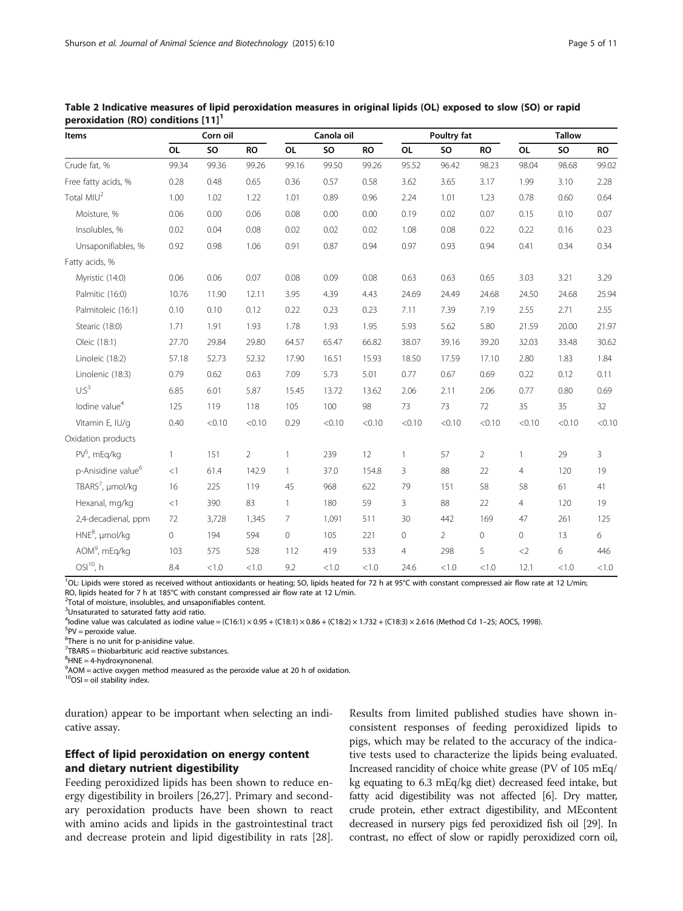**Table 2 Indicative measures of lipid peroxidation measures in original lipids (OL) exposed to slow (SO) or rapid peroxidation (RO) conditions [11][1]**

| Items | Corn oil | | | Canola oil | | | Poultry fat | | | Tallow | | |
|---|---|---|---|---|---|---|---|---|---|---|---|---|
| | OL | SO | RO | OL | SO | RO | OL | SO | RO | OL | SO | RO |
| Crude fat, % | 99.34 | 99.36 | 99.26 | 99.16 | 99.50 | 99.26 | 95.52 | 96.42 | 98.23 | 98.04 | 98.68 | 99.02 |
| Free fatty acids, % | 0.28 | 0.48 | 0.65 | 0.36 | 0.57 | 0.58 | 3.62 | 3.65 | 3.17 | 1.99 | 3.10 | 2.28 |
| Total MIU[2] | 1.00 | 1.02 | 1.22 | 1.01 | 0.89 | 0.96 | 2.24 | 1.01 | 1.23 | 0.78 | 0.60 | 0.64 |
| Moisture, % | 0.06 | 0.00 | 0.06 | 0.08 | 0.00 | 0.00 | 0.19 | 0.02 | 0.07 | 0.15 | 0.10 | 0.07 |
| Insolubles, % | 0.02 | 0.04 | 0.08 | 0.02 | 0.02 | 0.02 | 1.08 | 0.08 | 0.22 | 0.22 | 0.16 | 0.23 |
| Unsaponifiables, % | 0.92 | 0.98 | 1.06 | 0.91 | 0.87 | 0.94 | 0.97 | 0.93 | 0.94 | 0.41 | 0.34 | 0.34 |
| Fatty acids, % | | | | | | | | | | | | |
| Myristic (14:0) | 0.06 | 0.06 | 0.07 | 0.08 | 0.09 | 0.08 | 0.63 | 0.63 | 0.65 | 3.03 | 3.21 | 3.29 |
| Palmitic (16:0) | 10.76 | 11.90 | 12.11 | 3.95 | 4.39 | 4.43 | 24.69 | 24.49 | 24.68 | 24.50 | 24.68 | 25.94 |
| Palmitoleic (16:1) | 0.10 | 0.10 | 0.12 | 0.22 | 0.23 | 0.23 | 7.11 | 7.39 | 7.19 | 2.55 | 2.71 | 2.55 |
| Stearic (18:0) | 1.71 | 1.91 | 1.93 | 1.78 | 1.93 | 1.95 | 5.93 | 5.62 | 5.80 | 21.59 | 20.00 | 21.97 |
| Oleic (18:1) | 27.70 | 29.84 | 29.80 | 64.57 | 65.47 | 66.82 | 38.07 | 39.16 | 39.20 | 32.03 | 33.48 | 30.62 |
| Linoleic (18:2) | 57.18 | 52.73 | 52.32 | 17.90 | 16.51 | 15.93 | 18.50 | 17.59 | 17.10 | 2.80 | 1.83 | 1.84 |
| Linolenic (18:3) | 0.79 | 0.62 | 0.63 | 7.09 | 5.73 | 5.01 | 0.77 | 0.67 | 0.69 | 0.22 | 0.12 | 0.11 |
| U:S[3] | 6.85 | 6.01 | 5.87 | 15.45 | 13.72 | 13.62 | 2.06 | 2.11 | 2.06 | 0.77 | 0.80 | 0.69 |
| Iodine value[4] | 125 | 119 | 118 | 105 | 100 | 98 | 73 | 73 | 72 | 35 | 35 | 32 |
| Vitamin E, IU/g | 0.40 | <0.10 | <0.10 | 0.29 | <0.10 | <0.10 | <0.10 | <0.10 | <0.10 | <0.10 | <0.10 | <0.10 |
| Oxidation products | | | | | | | | | | | | |
| PV[5], mEq/kg | 1 | 151 | 2 | 1 | 239 | 12 | 1 | 57 | 2 | 1 | 29 | 3 |
| p-Anisidine value[6] | <1 | 61.4 | 142.9 | 1 | 37.0 | 154.8 | 3 | 88 | 22 | 4 | 120 | 19 |
| TBARS[7], μmol/kg | 16 | 225 | 119 | 45 | 968 | 622 | 79 | 151 | 58 | 58 | 61 | 41 |
| Hexanal, mg/kg | <1 | 390 | 83 | 1 | 180 | 59 | 3 | 88 | 22 | 4 | 120 | 19 |
| 2,4-decadienal, ppm | 72 | 3,728 | 1,345 | 7 | 1,091 | 511 | 30 | 442 | 169 | 47 | 261 | 125 |
| HNE[8], μmol/kg | 0 | 194 | 594 | 0 | 105 | 221 | 0 | 2 | 0 | 0 | 13 | 6 |
| AOM[9], mEq/kg | 103 | 575 | 528 | 112 | 419 | 533 | 4 | 298 | 5 | <2 | 6 | 446 |
| OSI[10], h | 8.4 | <1.0 | <1.0 | 9.2 | <1.0 | <1.0 | 24.6 | <1.0 | <1.0 | 12.1 | <1.0 | <1.0 |

[1]OL: Lipids were stored as received without antioxidants or heating; SO, lipids heated for 72 h at 95°C with constant compressed air flow rate at 12 L/min; RO, lipids heated for 7 h at 185°C with constant compressed air flow rate at 12 L/min.
[2]Total of moisture, insolubles, and unsaponifiables content.
[3]Unsaturated to saturated fatty acid ratio.
[4]Iodine value was calculated as iodine value = (C16:1) × 0.95 + (C18:1) × 0.86 + (C18:2) × 1.732 + (C18:3) × 2.616 (Method Cd 1–25; AOCS, 1998).
[5]PV = peroxide value.
[6]There is no unit for p-anisidine value.
[7]TBARS = thiobarbituric acid reactive substances.
[8]HNE = 4-hydroxynonenal.
[9]AOM = active oxygen method measured as the peroxide value at 20 h of oxidation.
[10]OSI = oil stability index.

duration) appear to be important when selecting an indicative assay.

## Effect of lipid peroxidation on energy content and dietary nutrient digestibility

Feeding peroxidized lipids has been shown to reduce energy digestibility in broilers [26,27]. Primary and secondary peroxidation products have been shown to react with amino acids and lipids in the gastrointestinal tract and decrease protein and lipid digestibility in rats [28]. Results from limited published studies have shown inconsistent responses of feeding peroxidized lipids to pigs, which may be related to the accuracy of the indicative tests used to characterize the lipids being evaluated. Increased rancidity of choice white grease (PV of 105 mEq/kg equating to 6.3 mEq/kg diet) decreased feed intake, but fatty acid digestibility was not affected [6]. Dry matter, crude protein, ether extract digestibility, and MEcontent decreased in nursery pigs fed peroxidized fish oil [29]. In contrast, no effect of slow or rapidly peroxidized corn oil,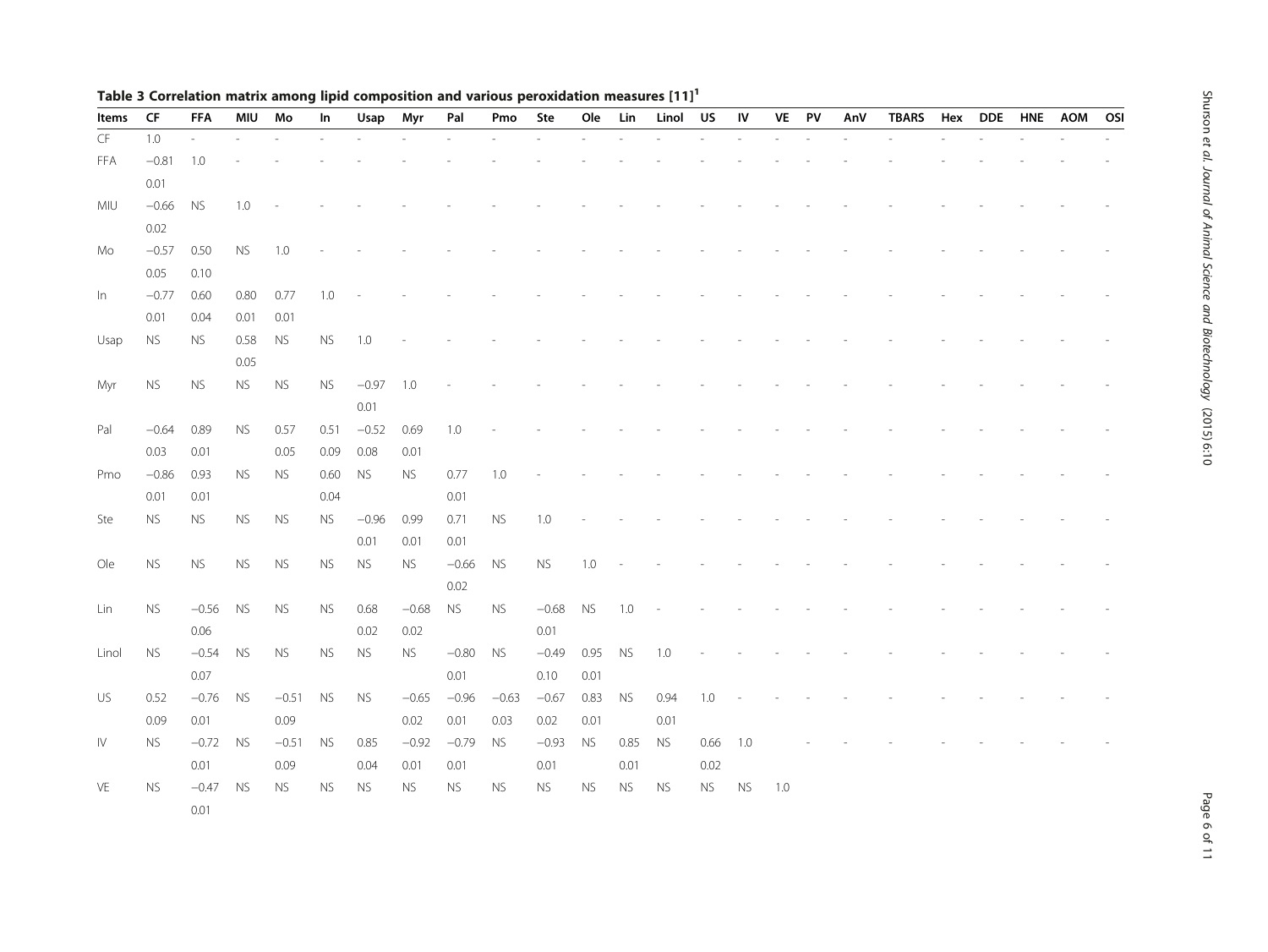**Table 3 Correlation matrix among lipid composition and various peroxidation measures [11][1]**

| Items | CF | FFA | MIU | Mo | In | Usap | Myr | Pal | Pmo | Ste | Ole | Lin | Linol | US | IV | VE | PV | AnV | TBARS | Hex | DDE | HNE | AOM | OSI |
|---|---|---|---|---|---|---|---|---|---|---|---|---|---|---|---|---|---|---|---|---|---|---|---|---|
| CF | 1.0 | - | - | - | - | - | - | - | - | - | - | - | - | - | - | - | - | - | - | - | - | - | - | - |
| FFA | −0.81 | 1.0 | - | - | - | - | - | - | - | - | - | - | - | - | - | - | - | - | - | - | - | - | - | - |
| | 0.01 | | | | | | | | | | | | | | | | | | | | | | | |
| MIU | −0.66 | NS | 1.0 | - | - | - | - | - | - | - | - | - | - | - | - | - | - | - | - | - | - | - | - | - |
| | 0.02 | | | | | | | | | | | | | | | | | | | | | | | |
| Mo | −0.57 | 0.50 | NS | 1.0 | - | - | - | - | - | - | - | - | - | - | - | - | - | - | - | - | - | - | - | - |
| | 0.05 | 0.10 | | | | | | | | | | | | | | | | | | | | | | |
| In | −0.77 | 0.60 | 0.80 | 0.77 | 1.0 | - | - | - | - | - | - | - | - | - | - | - | - | - | - | - | - | - | - | - |
| | 0.01 | 0.04 | 0.01 | 0.01 | | | | | | | | | | | | | | | | | | | | |
| Usap | NS | NS | 0.58 | NS | NS | 1.0 | - | - | - | - | - | - | - | - | - | - | - | - | - | - | - | - | - | - |
| | | | 0.05 | | | | | | | | | | | | | | | | | | | | | |
| Myr | NS | NS | NS | NS | NS | −0.97 | 1.0 | - | - | - | - | - | - | - | - | - | - | - | - | - | - | - | - | - |
| | | | | | | 0.01 | | | | | | | | | | | | | | | | | | |
| Pal | −0.64 | 0.89 | NS | 0.57 | 0.51 | −0.52 | 0.69 | 1.0 | - | - | - | - | - | - | - | - | - | - | - | - | - | - | - | - |
| | 0.03 | 0.01 | | 0.05 | 0.09 | 0.08 | 0.01 | | | | | | | | | | | | | | | | | |
| Pmo | −0.86 | 0.93 | NS | NS | 0.60 | NS | NS | 0.77 | 1.0 | - | - | - | - | - | - | - | - | - | - | - | - | - | - | - |
| | 0.01 | 0.01 | | | 0.04 | | | 0.01 | | | | | | | | | | | | | | | | |
| Ste | NS | NS | NS | NS | NS | −0.96 | 0.99 | 0.71 | NS | 1.0 | - | - | - | - | - | - | - | - | - | - | - | - | - | - |
| | | | | | | 0.01 | 0.01 | 0.01 | | | | | | | | | | | | | | | | |
| Ole | NS | NS | NS | NS | NS | NS | NS | −0.66 | NS | NS | 1.0 | - | - | - | - | - | - | - | - | - | - | - | - | - |
| | | | | | | | | 0.02 | | | | | | | | | | | | | | | | |
| Lin | NS | −0.56 | NS | NS | NS | 0.68 | −0.68 | NS | NS | −0.68 | NS | 1.0 | - | - | - | - | - | - | - | - | - | - | - | - |
| | | 0.06 | | | | 0.02 | 0.02 | | | 0.01 | | | | | | | | | | | | | | |
| Linol | NS | −0.54 | NS | NS | NS | NS | NS | −0.80 | NS | −0.49 | 0.95 | NS | 1.0 | - | - | - | - | - | - | - | - | - | - | - |
| | | 0.07 | | | | | | 0.01 | | 0.10 | 0.01 | | | | | | | | | | | | | |
| US | 0.52 | −0.76 | NS | −0.51 | NS | NS | −0.65 | −0.96 | −0.63 | −0.67 | 0.83 | NS | 0.94 | 1.0 | - | - | - | - | - | - | - | - | - | - |
| | 0.09 | 0.01 | | 0.09 | | | 0.02 | 0.01 | 0.03 | 0.02 | 0.01 | | 0.01 | | | | | | | | | | | |
| IV | NS | −0.72 | NS | −0.51 | NS | 0.85 | −0.92 | −0.79 | NS | −0.93 | NS | 0.85 | NS | 0.66 | 1.0 | | - | - | - | - | - | - | - | - |
| | | 0.01 | | 0.09 | | 0.04 | 0.01 | 0.01 | | 0.01 | | 0.01 | | 0.02 | | | | | | | | | | |
| VE | NS | −0.47 | NS | NS | NS | NS | NS | NS | NS | NS | NS | NS | NS | NS | NS | 1.0 | | | | | | | | |
| | | 0.01 | | | | | | | | | | | | | | | | | | | | | | |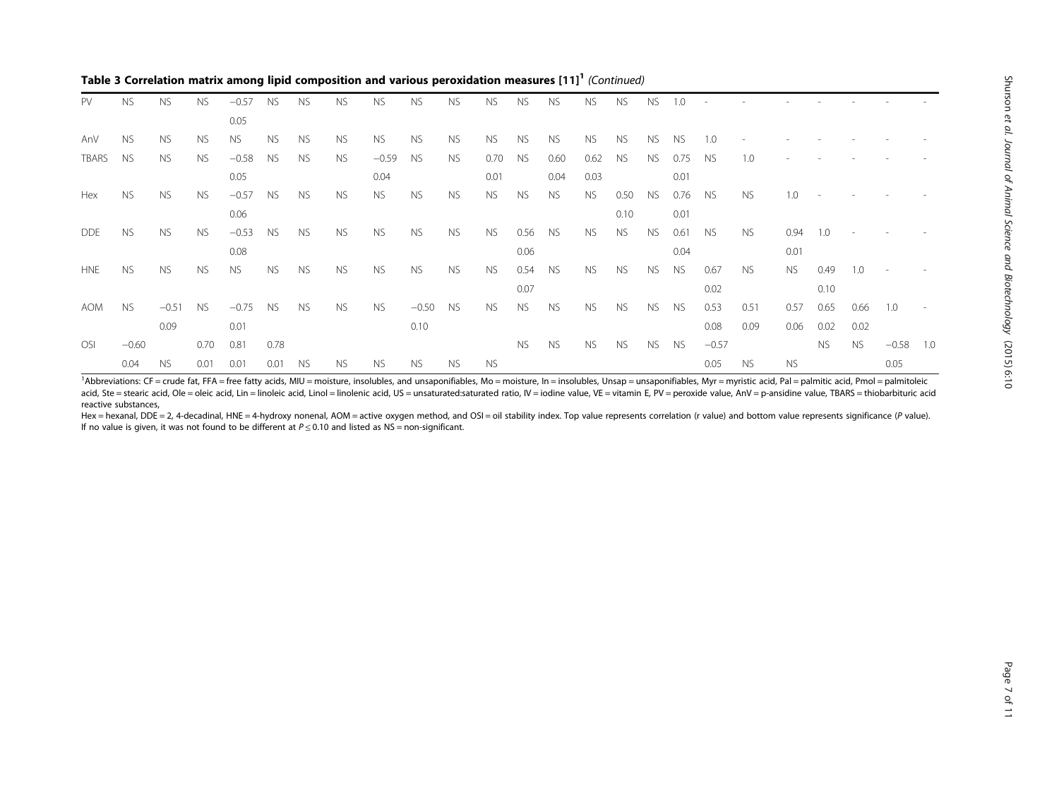**Table 3 Correlation matrix among lipid composition and various peroxidation measures [11][1]** *(Continued)*

| | | | | | | | | | | | | | | | | | | | | | | | | |
|---|---|---|---|---|---|---|---|---|---|---|---|---|---|---|---|---|---|---|---|---|---|---|---|---|
| PV | NS | NS | NS | −0.57 | NS | NS | NS | NS | NS | NS | NS | NS | NS | NS | NS | NS | 1.0 | - | - | - | - | - | - | - |
| | | | | 0.05 | | | | | | | | | | | | | | | | | | | | |
| AnV | NS | NS | NS | NS | NS | NS | NS | NS | NS | NS | NS | NS | NS | NS | NS | NS | NS | 1.0 | - | - | - | - | - | - |
| TBARS | NS | NS | NS | −0.58 | NS | NS | NS | −0.59 | NS | NS | 0.70 | NS | 0.60 | 0.62 | NS | NS | 0.75 | NS | 1.0 | - | - | - | - | - |
| | | | | 0.05 | | | | 0.04 | | | 0.01 | | 0.04 | 0.03 | | | 0.01 | | | | | | | |
| Hex | NS | NS | NS | −0.57 | NS | NS | NS | NS | NS | NS | NS | NS | NS | NS | 0.50 | NS | 0.76 | NS | NS | 1.0 | - | - | - | - |
| | | | | 0.06 | | | | | | | | | | | 0.10 | | 0.01 | | | | | | | |
| DDE | NS | NS | NS | −0.53 | NS | NS | NS | NS | NS | NS | NS | 0.56 | NS | NS | NS | NS | 0.61 | NS | NS | 0.94 | 1.0 | - | - | - |
| | | | | 0.08 | | | | | | | | 0.06 | | | | | 0.04 | | | 0.01 | | | | |
| HNE | NS | NS | NS | NS | NS | NS | NS | NS | NS | NS | NS | 0.54 | NS | NS | NS | NS | NS | 0.67 | NS | NS | 0.49 | 1.0 | - | - |
| | | | | | | | | | | | | 0.07 | | | | | | 0.02 | | | 0.10 | | | |
| AOM | NS | −0.51 | NS | −0.75 | NS | NS | NS | NS | −0.50 | NS | NS | NS | NS | NS | NS | NS | NS | 0.53 | 0.51 | 0.57 | 0.65 | 0.66 | 1.0 | - |
| | | 0.09 | | 0.01 | | | | | 0.10 | | | | | | | | | 0.08 | 0.09 | 0.06 | 0.02 | 0.02 | | |
| OSI | −0.60 | | 0.70 | 0.81 | 0.78 | | | | | | | NS | NS | NS | NS | NS | NS | −0.57 | | | NS | NS | −0.58 | 1.0 |
| | 0.04 | NS | 0.01 | 0.01 | 0.01 | NS | NS | NS | NS | NS | NS | | | | | | | 0.05 | NS | NS | | | 0.05 | |

[1]Abbreviations: CF = crude fat, FFA = free fatty acids, MIU = moisture, insolubles, and unsaponifiables, Mo = moisture, In = insolubles, Unsap = unsaponifiables, Myr = myristic acid, Pal = palmitic acid, Pmol = palmitoleic acid, Ste = stearic acid, Ole = oleic acid, Lin = linoleic acid, Linol = linolenic acid, US = unsaturated:saturated ratio, IV = iodine value, VE = vitamin E, PV = peroxide value, AnV = p-ansidine value, TBARS = thiobarbituric acid reactive substances,

Hex = hexanal, DDE = 2, 4-decadinal, HNE = 4-hydroxy nonenal, AOM = active oxygen method, and OSI = oil stability index. Top value represents correlation (r value) and bottom value represents significance (*P* value). If no value is given, it was not found to be different at $P \leq 0.10$ and listed as NS = non-significant.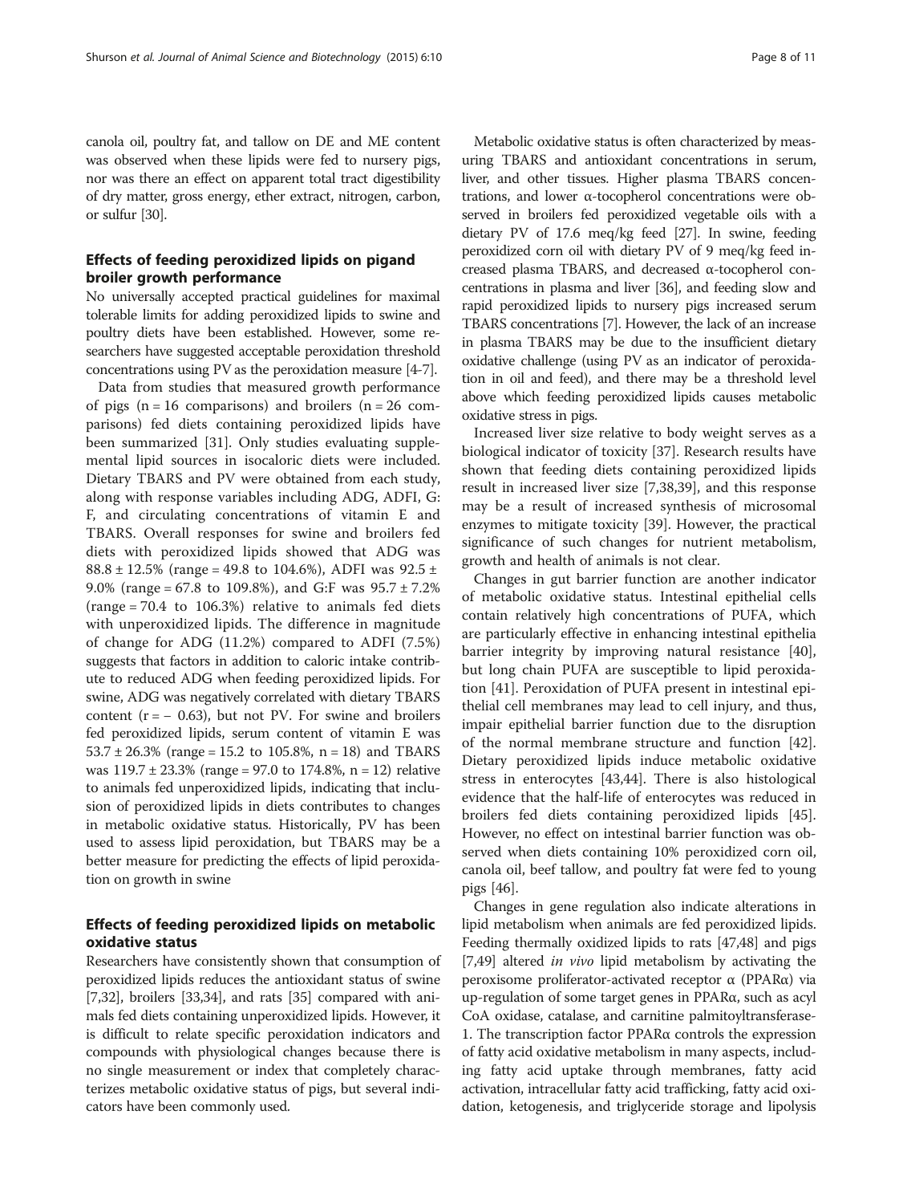canola oil, poultry fat, and tallow on DE and ME content was observed when these lipids were fed to nursery pigs, nor was there an effect on apparent total tract digestibility of dry matter, gross energy, ether extract, nitrogen, carbon, or sulfur [30].

## Effects of feeding peroxidized lipids on pigand broiler growth performance

No universally accepted practical guidelines for maximal tolerable limits for adding peroxidized lipids to swine and poultry diets have been established. However, some researchers have suggested acceptable peroxidation threshold concentrations using PV as the peroxidation measure [4-7].

Data from studies that measured growth performance of pigs (n = 16 comparisons) and broilers (n = 26 comparisons) fed diets containing peroxidized lipids have been summarized [31]. Only studies evaluating supplemental lipid sources in isocaloric diets were included. Dietary TBARS and PV were obtained from each study, along with response variables including ADG, ADFI, G:F, and circulating concentrations of vitamin E and TBARS. Overall responses for swine and broilers fed diets with peroxidized lipids showed that ADG was 88.8 ± 12.5% (range = 49.8 to 104.6%), ADFI was 92.5 ± 9.0% (range = 67.8 to 109.8%), and G:F was 95.7 ± 7.2% (range = 70.4 to 106.3%) relative to animals fed diets with unperoxidized lipids. The difference in magnitude of change for ADG (11.2%) compared to ADFI (7.5%) suggests that factors in addition to caloric intake contribute to reduced ADG when feeding peroxidized lipids. For swine, ADG was negatively correlated with dietary TBARS content (r = − 0.63), but not PV. For swine and broilers fed peroxidized lipids, serum content of vitamin E was 53.7 ± 26.3% (range = 15.2 to 105.8%, n = 18) and TBARS was 119.7 ± 23.3% (range = 97.0 to 174.8%, n = 12) relative to animals fed unperoxidized lipids, indicating that inclusion of peroxidized lipids in diets contributes to changes in metabolic oxidative status. Historically, PV has been used to assess lipid peroxidation, but TBARS may be a better measure for predicting the effects of lipid peroxidation on growth in swine

## Effects of feeding peroxidized lipids on metabolic oxidative status

Researchers have consistently shown that consumption of peroxidized lipids reduces the antioxidant status of swine [7,32], broilers [33,34], and rats [35] compared with animals fed diets containing unperoxidized lipids. However, it is difficult to relate specific peroxidation indicators and compounds with physiological changes because there is no single measurement or index that completely characterizes metabolic oxidative status of pigs, but several indicators have been commonly used.

Metabolic oxidative status is often characterized by measuring TBARS and antioxidant concentrations in serum, liver, and other tissues. Higher plasma TBARS concentrations, and lower α-tocopherol concentrations were observed in broilers fed peroxidized vegetable oils with a dietary PV of 17.6 meq/kg feed [27]. In swine, feeding peroxidized corn oil with dietary PV of 9 meq/kg feed increased plasma TBARS, and decreased α-tocopherol concentrations in plasma and liver [36], and feeding slow and rapid peroxidized lipids to nursery pigs increased serum TBARS concentrations [7]. However, the lack of an increase in plasma TBARS may be due to the insufficient dietary oxidative challenge (using PV as an indicator of peroxidation in oil and feed), and there may be a threshold level above which feeding peroxidized lipids causes metabolic oxidative stress in pigs.

Increased liver size relative to body weight serves as a biological indicator of toxicity [37]. Research results have shown that feeding diets containing peroxidized lipids result in increased liver size [7,38,39], and this response may be a result of increased synthesis of microsomal enzymes to mitigate toxicity [39]. However, the practical significance of such changes for nutrient metabolism, growth and health of animals is not clear.

Changes in gut barrier function are another indicator of metabolic oxidative status. Intestinal epithelial cells contain relatively high concentrations of PUFA, which are particularly effective in enhancing intestinal epithelia barrier integrity by improving natural resistance [40], but long chain PUFA are susceptible to lipid peroxidation [41]. Peroxidation of PUFA present in intestinal epithelial cell membranes may lead to cell injury, and thus, impair epithelial barrier function due to the disruption of the normal membrane structure and function [42]. Dietary peroxidized lipids induce metabolic oxidative stress in enterocytes [43,44]. There is also histological evidence that the half-life of enterocytes was reduced in broilers fed diets containing peroxidized lipids [45]. However, no effect on intestinal barrier function was observed when diets containing 10% peroxidized corn oil, canola oil, beef tallow, and poultry fat were fed to young pigs [46].

Changes in gene regulation also indicate alterations in lipid metabolism when animals are fed peroxidized lipids. Feeding thermally oxidized lipids to rats [47,48] and pigs [7,49] altered *in vivo* lipid metabolism by activating the peroxisome proliferator-activated receptor α (PPARα) via up-regulation of some target genes in PPARα, such as acyl CoA oxidase, catalase, and carnitine palmitoyltransferase-1. The transcription factor PPARα controls the expression of fatty acid oxidative metabolism in many aspects, including fatty acid uptake through membranes, fatty acid activation, intracellular fatty acid trafficking, fatty acid oxidation, ketogenesis, and triglyceride storage and lipolysis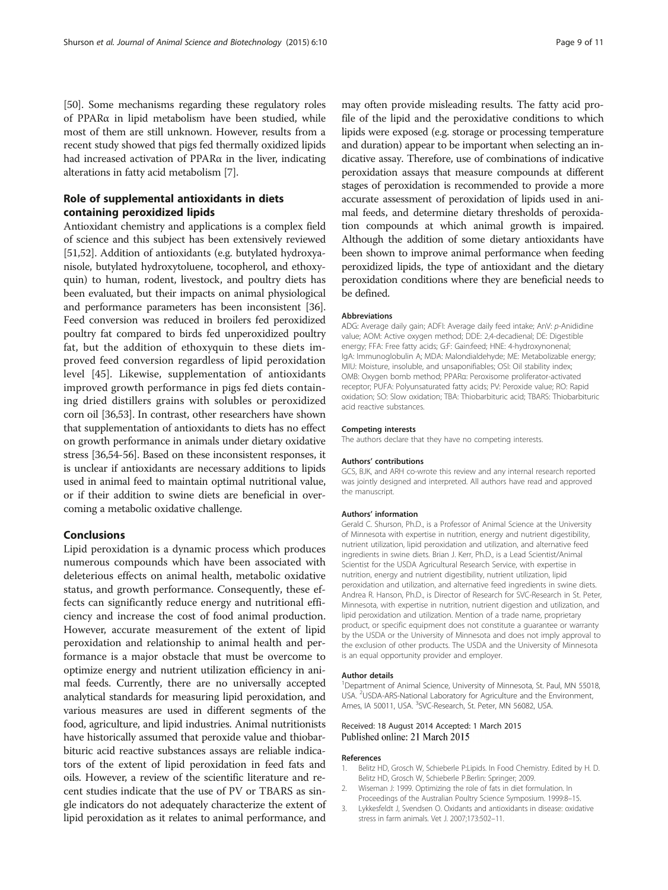[50]. Some mechanisms regarding these regulatory roles of PPARα in lipid metabolism have been studied, while most of them are still unknown. However, results from a recent study showed that pigs fed thermally oxidized lipids had increased activation of PPARα in the liver, indicating alterations in fatty acid metabolism [7].

## Role of supplemental antioxidants in diets containing peroxidized lipids

Antioxidant chemistry and applications is a complex field of science and this subject has been extensively reviewed [51,52]. Addition of antioxidants (e.g. butylated hydroxyanisole, butylated hydroxytoluene, tocopherol, and ethoxyquin) to human, rodent, livestock, and poultry diets has been evaluated, but their impacts on animal physiological and performance parameters has been inconsistent [36]. Feed conversion was reduced in broilers fed peroxidized poultry fat compared to birds fed unperoxidized poultry fat, but the addition of ethoxyquin to these diets improved feed conversion regardless of lipid peroxidation level [45]. Likewise, supplementation of antioxidants improved growth performance in pigs fed diets containing dried distillers grains with solubles or peroxidized corn oil [36,53]. In contrast, other researchers have shown that supplementation of antioxidants to diets has no effect on growth performance in animals under dietary oxidative stress [36,54-56]. Based on these inconsistent responses, it is unclear if antioxidants are necessary additions to lipids used in animal feed to maintain optimal nutritional value, or if their addition to swine diets are beneficial in overcoming a metabolic oxidative challenge.

## Conclusions

Lipid peroxidation is a dynamic process which produces numerous compounds which have been associated with deleterious effects on animal health, metabolic oxidative status, and growth performance. Consequently, these effects can significantly reduce energy and nutritional efficiency and increase the cost of food animal production. However, accurate measurement of the extent of lipid peroxidation and relationship to animal health and performance is a major obstacle that must be overcome to optimize energy and nutrient utilization efficiency in animal feeds. Currently, there are no universally accepted analytical standards for measuring lipid peroxidation, and various measures are used in different segments of the food, agriculture, and lipid industries. Animal nutritionists have historically assumed that peroxide value and thiobarbituric acid reactive substances assays are reliable indicators of the extent of lipid peroxidation in feed fats and oils. However, a review of the scientific literature and recent studies indicate that the use of PV or TBARS as single indicators do not adequately characterize the extent of lipid peroxidation as it relates to animal performance, and may often provide misleading results. The fatty acid profile of the lipid and the peroxidative conditions to which lipids were exposed (e.g. storage or processing temperature and duration) appear to be important when selecting an indicative assay. Therefore, use of combinations of indicative peroxidation assays that measure compounds at different stages of peroxidation is recommended to provide a more accurate assessment of peroxidation of lipids used in animal feeds, and determine dietary thresholds of peroxidation compounds at which animal growth is impaired. Although the addition of some dietary antioxidants have been shown to improve animal performance when feeding peroxidized lipids, the type of antioxidant and the dietary peroxidation conditions where they are beneficial needs to be defined.

#### Abbreviations

ADG: Average daily gain; ADFI: Average daily feed intake; AnV: *p*-Anididine value; AOM: Active oxygen method; DDE: 2,4-decadienal; DE: Digestible energy; FFA: Free fatty acids; G:F: Gain:feed; HNE: 4-hydroxynonenal; IgA: Immunoglobulin A; MDA: Malondialdehyde; ME: Metabolizable energy; MIU: Moisture, insoluble, and unsaponifiables; OSI: Oil stability index; OMB: Oxygen bomb method; PPARα: Peroxisome proliferator-activated receptor; PUFA: Polyunsaturated fatty acids; PV: Peroxide value; RO: Rapid oxidation; SO: Slow oxidation; TBA: Thiobarbituric acid; TBARS: Thiobarbituric acid reactive substances.

#### Competing interests

The authors declare that they have no competing interests.

#### Authors' contributions

GCS, BJK, and ARH co-wrote this review and any internal research reported was jointly designed and interpreted. All authors have read and approved the manuscript.

#### Authors' information

Gerald C. Shurson, Ph.D., is a Professor of Animal Science at the University of Minnesota with expertise in nutrition, energy and nutrient digestibility, nutrient utilization, lipid peroxidation and utilization, and alternative feed ingredients in swine diets. Brian J. Kerr, Ph.D., is a Lead Scientist/Animal Scientist for the USDA Agricultural Research Service, with expertise in nutrition, energy and nutrient digestibility, nutrient utilization, lipid peroxidation and utilization, and alternative feed ingredients in swine diets. Andrea R. Hanson, Ph.D., is Director of Research for SVC-Research in St. Peter, Minnesota, with expertise in nutrition, nutrient digestion and utilization, and lipid peroxidation and utilization. Mention of a trade name, proprietary product, or specific equipment does not constitute a guarantee or warranty by the USDA or the University of Minnesota and does not imply approval to the exclusion of other products. The USDA and the University of Minnesota is an equal opportunity provider and employer.

#### Author details

[1]Department of Animal Science, University of Minnesota, St. Paul, MN 55018, USA. [2]USDA-ARS-National Laboratory for Agriculture and the Environment, Ames, IA 50011, USA. [3]SVC-Research, St. Peter, MN 56082, USA.

Received: 18 August 2014 Accepted: 1 March 2015
Published online: 21 March 2015

#### References

1. Belitz HD, Grosch W, Schieberle P:Lipids. In Food Chemistry. Edited by H. D. Belitz HD, Grosch W, Schieberle P.Berlin: Springer; 2009.
2. Wiseman J: 1999. Optimizing the role of fats in diet formulation. In Proceedings of the Australian Poultry Science Symposium. 1999:8–15.
3. Lykkesfeldt J, Svendsen O. Oxidants and antioxidants in disease: oxidative stress in farm animals. Vet J. 2007;173:502–11.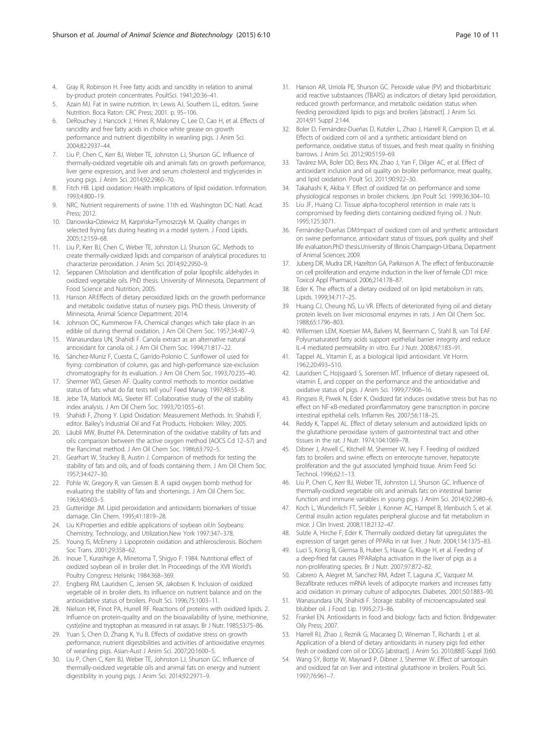4. Gray R, Robinson H. Free fatty acids and rancidity in relation to animal by-product protein concentrates. PoultSci. 1941;20:36–41.
5. Azain MJ. Fat in swine nutrition. In: Lewis AJ, Southern LL, editors. Swine Nutrition. Boca Raton: CRC Press; 2001. p. 95–106.
6. DeRouchey J, Hancock J, Hines R, Maloney C, Lee D, Cao H, et al. Effects of rancidity and free fatty acids in choice white grease on growth performance and nutrient digestibility in weanling pigs. J Anim Sci. 2004;82:2937–44.
7. Liu P, Chen C, Kerr BJ, Weber TE, Johnston LJ, Shurson GC. Influence of thermally-oxidized vegetable oils and animals fats on growth performance, liver gene expression, and liver and serum cholesterol and triglycerides in young pigs. J Anim Sci. 2014;92:2960–70.
8. Fitch HB. Lipid oxidation: Health implications of lipid oxidation. Information. 1993;4:800–19.
9. NRC. Nutrient requirements of swine. 11th ed. Washington DC: Natl. Acad. Press; 2012.
10. Danowska-Oziewicz M, Karpińska-Tymoszczyk M. Quality changes in selected frying fats during heating in a model system. J Food Lipids. 2005;12:159–68.
11. Liu P, Kerr BJ, Chen C, Weber TE, Johnston LJ, Shurson GC. Methods to create thermally-oxidized lipids and comparison of analytical procedures to characterize peroxidation. J Anim Sci. 2014;92:2950–9.
12. Seppanen CM:Isolation and identification of polar lipophilic aldehydes in oxidized vegetable oils. PhD thesis. University of Minnesota, Department of Food Science and Nutrition; 2005.
13. Hanson AR:Effects of dietary peroxidized lipids on the growth performance and metabolic oxidative status of nursery pigs. PhD thesis. University of Minnesota, Animal Science Department; 2014.
14. Johnson OC, Kummerow FA. Chemical changes which take place in an edible oil during thermal oxidation. J Am Oil Chem Soc. 1957;34:407–9.
15. Wanasundara UN, Shahidi F. Canola extract as an alternative natural antioxidant for canola oil. J Am Oil Chem Soc. 1994;71:817–22.
16. Sánchez-Muniz F, Cuesta C, Garrido-Polonio C. Sunflower oil used for frying: combination of column, gas and high-performance size-exclusion chromatography for its evaluation. J Am Oil Chem Soc. 1993;70:235–40.
17. Shermer WD, Giesen AF. Quality control methods to montior oxidative status of fats: what do fat tests tell you? Feed Manag. 1997;48:55–8.
18. Jebe TA, Matlock MG, Sleeter RT. Collaborative study of the oil stability index analysis. J Am Oil Chem Soc. 1993;70:1055–61.
19. Shahidi F, Zhong Y. Lipid Oxidation: Measurement Methods. In: Shahidi F, editor. Bailey's Industrial Oil and Fat Products. Hoboken: Wiley; 2005.
20. Läubli MW, Bruttel PA. Determination of the oxidative stability of fats and oils: comparison between the active oxygen method (AOCS Cd 12–57) and the Rancimat method. J Am Oil Chem Soc. 1986;63:792–5.
21. Gearhart W, Stuckey B, Austin J. Comparison of methods for testing the stability of fats and oils, and of foods containing them. J Am Oil Chem Soc. 1957;34:427–30.
22. Pohle W, Gregory R, van Giessen B. A rapid oxygen bomb method for evaluating the stability of fats and shortenings. J Am Oil Chem Soc. 1963;40:603–5.
23. Gutteridge JM. Lipid peroxidation and antioxidants biomarkers of tissue damage. Clin Chem. 1995;41:1819–28.
24. Liu K:Properties and edible applications of soybean oil.In Soybeans: Chemistry, Technology, and Utilization.New York 1997:347–378.
25. Young IS, McEneny J. Lipoprotein oxidation and athlerosclerosis. Biochem Soc Trans. 2001;29:358–62.
26. Inoue T, Kurashige A, Minetoma T, Shigyo F: 1984. Nutritional effect of oxidized soybean oil in broiler diet. In Proceedings of the XVII World's Poultry Congress: Helsinki; 1984:368–369.
27. Engberg RM, Lauridsen C, Jensen SK, Jakobsen K. Inclusion of oxidized vegetable oil in broiler diets. Its influence on nutrient balance and on the antioxidative status of broilers. Poult Sci. 1996;75:1003–11.
28. Nielson HK, Finot PA, Hurrell RF. Reactions of proteins with oxidized lipids. 2. Influence on protein-quality and on the bioavailability of lysine, methionine, cyst(e)ine and tryptophan as measured in rat assays. Br J Nutr. 1985;53:75–86.
29. Yuan S, Chen D, Zhang K, Yu B. Effects of oxidative stress on growth performance, nutrient digestibilities and activities of antioxidative enzymes of weaning pigs. Asian-Aust J Anim Sci. 2007;20:1600–5.
30. Liu P, Chen C, Kerr BJ, Weber TE, Johnston LJ, Shurson GC. Influence of thermally-oxidized vegetable oils and animal fats on energy and nutrient digestibility in young pigs. J Anim Sci. 2014;92:2971–9.
31. Hanson AR, Urriola PE, Shurson GC. Peroxide value (PV) and thiobarbituric acid reactive substaances (TBARS) as indicators of dietary lipid peroxidation, reduced growth performance, and metabolic oxidation status when feeding peroxidized lipids to pigs and broilers [abstract]. J Anim Sci. 2014;91 Suppl 2:144.
32. Boler D, Fernández-Dueñas D, Kutzler L, Zhao J, Harrell R, Campion D, et al. Effects of oxidized corn oil and a synthetic antioxidant blend on performance, oxidative status of tissues, and fresh meat quality in finishing barrows. J Anim Sci. 2012;90:5159–69.
33. Tavárez MA, Boler DD, Bess KN, Zhao J, Yan F, Dilger AC, et al. Effect of antioxidant inclusion and oil quality on broiler performance, meat quality, and lipid oxidation. Poult Sci. 2011;90:922–30.
34. Takahashi K, Akiba Y. Effect of oxidized fat on performance and some physiological responses in broiler chickens. Jpn Poult Sci. 1999;36:304–10.
35. Liu JF, Huang CJ. Tissue alpha-tocopherol retention in male rats is compromised by feeding diets containing oxidized frying oil. J Nutr. 1995;125:3071.
36. Fernández-Dueñas DM:Impact of oxidized corn oil and synthetic antioxidant on swine performance, antioxidant status of tissues, pork quality and shelf life evaluation.PhD thesis.University of Illinois Champaign-Urbana, Department of Animal Sciences; 2009.
37. Juberg DR, Mudra DR, Hazelton GA, Parkinson A. The effect of fenbuconazole on cell proliferation and enzyme induction in the liver of female CD1 mice. Toxicol Appl Pharmacol. 2006;214:178–87.
38. Eder K. The effects of a dietary oxidized oil on lipid metabolism in rats. Lipids. 1999;34:717–25.
39. Huang CJ, Cheung NS, Lu VR. Effects of deteriorated frying oil and dietary protein levels on liver microsomal enzymes in rats. J Am Oil Chem Soc. 1988;65:1796–803.
40. Willemsen LEM, Koetsier MA, Balvers M, Beermann C, Stahl B, van Tol EAF. Polyunsaturated fatty acids support epithelial barrier integrity and reduce IL-4 mediated permeability in vitro. Eur J Nutr. 2008;47:183–91.
41. Tappel AL. Vitamin E, as a biological lipid antioxidant. Vit Horm. 1962;20:493–510.
42. Lauridsen C, Hojsgaard S, Sorensen MT. Influence of dietary rapeseed oil, vitamin E, and copper on the performance and the antioxidative and oxidative status of pigs. J Anim Sci. 1999;77:906–16.
43. Ringseis R, Piwek N, Eder K. Oxidized fat induces oxidative stress but has no effect on NF-κB-mediated proinflammatory gene transcription in porcine intestinal epithelial cells. Inflamm Res. 2007;56:118–25.
44. Reddy K, Tappel AL. Effect of dietary selenium and autoxidized lipids on the glutathione peroxidase system of gastrointestinal tract and other tissues in the rat. J Nutr. 1974;104:1069–78.
45. Dibner J, Atwell C, Kitchell M, Shermer W, Ivey F. Feeding of oxidized fats to broilers and swine: effects on enterocyte turnover, hepatocyte proliferation and the gut associated lymphoid tissue. Anim Feed Sci Technol. 1996;62:1–13.
46. Liu P, Chen C, Kerr BJ, Weber TE, Johnston LJ, Shurson GC. Influence of thermally-oxidized vegetable oils and animals fats on intestinal barrier function and immune variables in young pigs. J Anim Sci. 2014;92:2980–6.
47. Koch L, Wunderlich FT, Seibler J, Konner AC, Hampel B, Irlenbusch S, et al. Central insulin action regulates peripheral glucose and fat metabolism in mice. J Clin Invest. 2008;118:2132–47.
48. Sulzle A, Hirche F, Eder K. Thermally oxidized dietary fat upregulates the expression of target genes of PPARα in rat liver. J Nutr. 2004;134:1375–83.
49. Luci S, Konig B, Giemsa B, Huber S, Hause G, Kluge H, et al. Feeding of a deep-fried fat causes PPARalpha activation in the liver of pigs as a non-proliferating species. Br J Nutr. 2007;97:872–82.
50. Cabrero A, Alegret M, Sanchez RM, Adzet T, Laguna JC, Vazquez M. Bezafibrate reduces mRNA levels of adipocyte markers and increases fatty acid oxidation in primary culture of adipocytes. Diabetes. 2001;50:1883–90.
51. Wanasundara UN, Shahidi F. Storage stability of microencapsulated seal blubber oil. J Food Lip. 1995;2:73–86.
52. Frankel EN. Antioxidants in food and biology: facts and fiction. Bridgewater: Oily Press; 2007.
53. Harrell RJ, Zhao J, Reznik G, Macaraeg D, Wineman T, Richards J, et al. Application of a blend of dietary antioxidants in nursery pigs fed either fresh or oxidized corn oil or DDGS [abstract]. J Anim Sci. 2010;88(E-Suppl 3):60.
54. Wang SY, Bottje W, Maynard P, Dibner J, Shermer W. Effect of santoquin and oxidized fat on liver and intestinal glutathione in broilers. Poult Sci. 1997;76:961–7.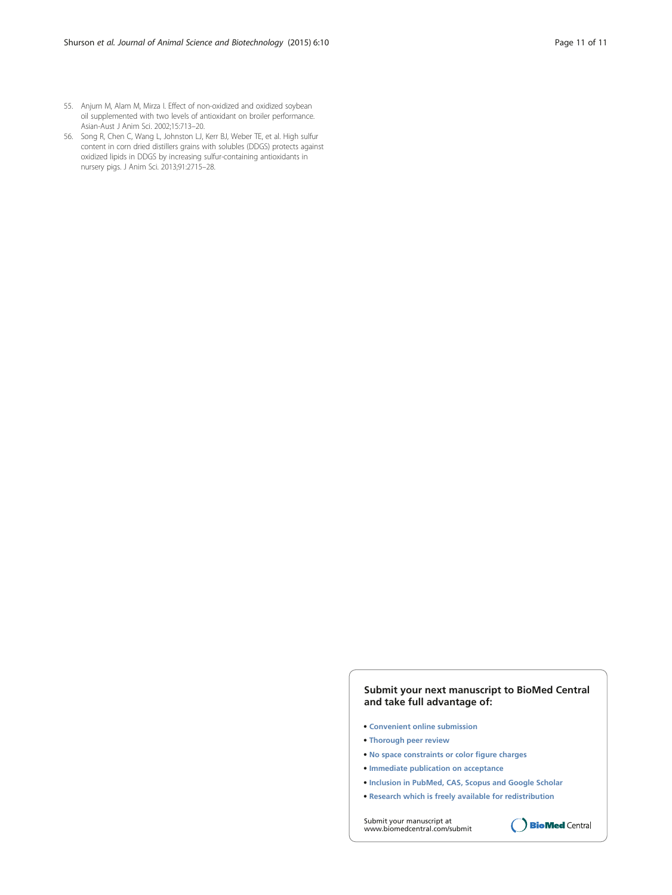55. Anjum M, Alam M, Mirza I. Effect of non-oxidized and oxidized soybean oil supplemented with two levels of antioxidant on broiler performance. Asian-Aust J Anim Sci. 2002;15:713–20.
56. Song R, Chen C, Wang L, Johnston LJ, Kerr BJ, Weber TE, et al. High sulfur content in corn dried distillers grains with solubles (DDGS) protects against oxidized lipids in DDGS by increasing sulfur-containing antioxidants in nursery pigs. J Anim Sci. 2013;91:2715–28.

**Submit your next manuscript to BioMed Central and take full advantage of:**

- **Convenient online submission**
- **Thorough peer review**
- **No space constraints or color figure charges**
- **Immediate publication on acceptance**
- **Inclusion in PubMed, CAS, Scopus and Google Scholar**
- **Research which is freely available for redistribution**

Submit your manuscript at
www.biomedcentral.com/submit

BioMed Central